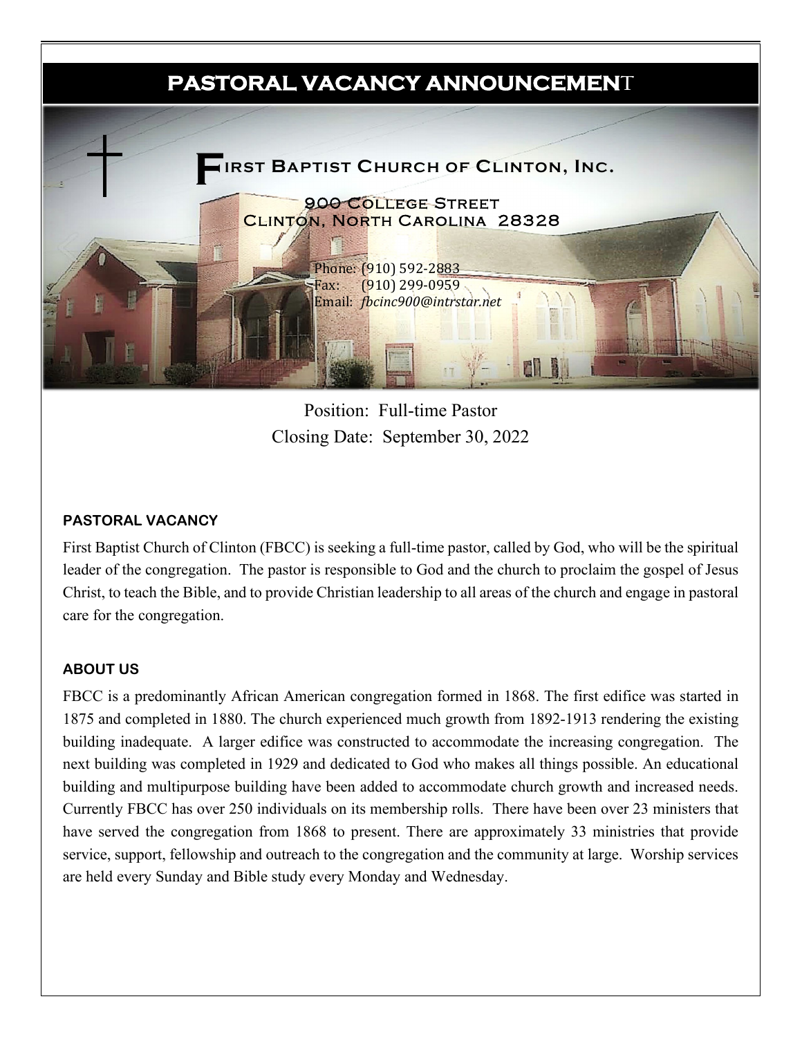# PASTORAL VACANCY ANNOUNCEMENT

## First Baptist Church of Clinton, Inc.

900 College Street
Clinton, North Carolina 28328

Phone: (910) 592-2883
Fax: (910) 299-0959
Email: *fbcinc900@intrstar.net*

Position: Full-time Pastor
Closing Date: September 30, 2022

### PASTORAL VACANCY

First Baptist Church of Clinton (FBCC) is seeking a full-time pastor, called by God, who will be the spiritual leader of the congregation. The pastor is responsible to God and the church to proclaim the gospel of Jesus Christ, to teach the Bible, and to provide Christian leadership to all areas of the church and engage in pastoral care for the congregation.

### ABOUT US

FBCC is a predominantly African American congregation formed in 1868. The first edifice was started in 1875 and completed in 1880. The church experienced much growth from 1892-1913 rendering the existing building inadequate. A larger edifice was constructed to accommodate the increasing congregation. The next building was completed in 1929 and dedicated to God who makes all things possible. An educational building and multipurpose building have been added to accommodate church growth and increased needs. Currently FBCC has over 250 individuals on its membership rolls. There have been over 23 ministers that have served the congregation from 1868 to present. There are approximately 33 ministries that provide service, support, fellowship and outreach to the congregation and the community at large. Worship services are held every Sunday and Bible study every Monday and Wednesday.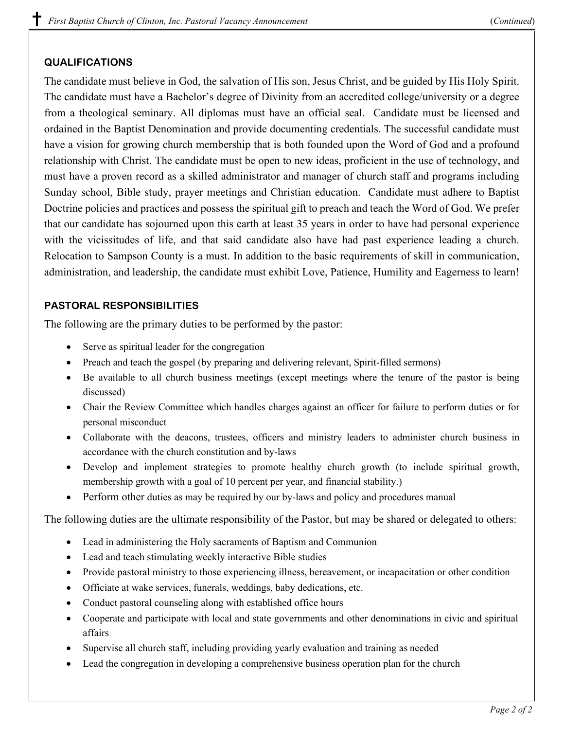## QUALIFICATIONS

The candidate must believe in God, the salvation of His son, Jesus Christ, and be guided by His Holy Spirit. The candidate must have a Bachelor's degree of Divinity from an accredited college/university or a degree from a theological seminary. All diplomas must have an official seal. Candidate must be licensed and ordained in the Baptist Denomination and provide documenting credentials. The successful candidate must have a vision for growing church membership that is both founded upon the Word of God and a profound relationship with Christ. The candidate must be open to new ideas, proficient in the use of technology, and must have a proven record as a skilled administrator and manager of church staff and programs including Sunday school, Bible study, prayer meetings and Christian education. Candidate must adhere to Baptist Doctrine policies and practices and possess the spiritual gift to preach and teach the Word of God. We prefer that our candidate has sojourned upon this earth at least 35 years in order to have had personal experience with the vicissitudes of life, and that said candidate also have had past experience leading a church. Relocation to Sampson County is a must. In addition to the basic requirements of skill in communication, administration, and leadership, the candidate must exhibit Love, Patience, Humility and Eagerness to learn!

## PASTORAL RESPONSIBILITIES

The following are the primary duties to be performed by the pastor:

- Serve as spiritual leader for the congregation
- Preach and teach the gospel (by preparing and delivering relevant, Spirit-filled sermons)
- Be available to all church business meetings (except meetings where the tenure of the pastor is being discussed)
- Chair the Review Committee which handles charges against an officer for failure to perform duties or for personal misconduct
- Collaborate with the deacons, trustees, officers and ministry leaders to administer church business in accordance with the church constitution and by-laws
- Develop and implement strategies to promote healthy church growth (to include spiritual growth, membership growth with a goal of 10 percent per year, and financial stability.)
- Perform other duties as may be required by our by-laws and policy and procedures manual

The following duties are the ultimate responsibility of the Pastor, but may be shared or delegated to others:

- Lead in administering the Holy sacraments of Baptism and Communion
- Lead and teach stimulating weekly interactive Bible studies
- Provide pastoral ministry to those experiencing illness, bereavement, or incapacitation or other condition
- Officiate at wake services, funerals, weddings, baby dedications, etc.
- Conduct pastoral counseling along with established office hours
- Cooperate and participate with local and state governments and other denominations in civic and spiritual affairs
- Supervise all church staff, including providing yearly evaluation and training as needed
- Lead the congregation in developing a comprehensive business operation plan for the church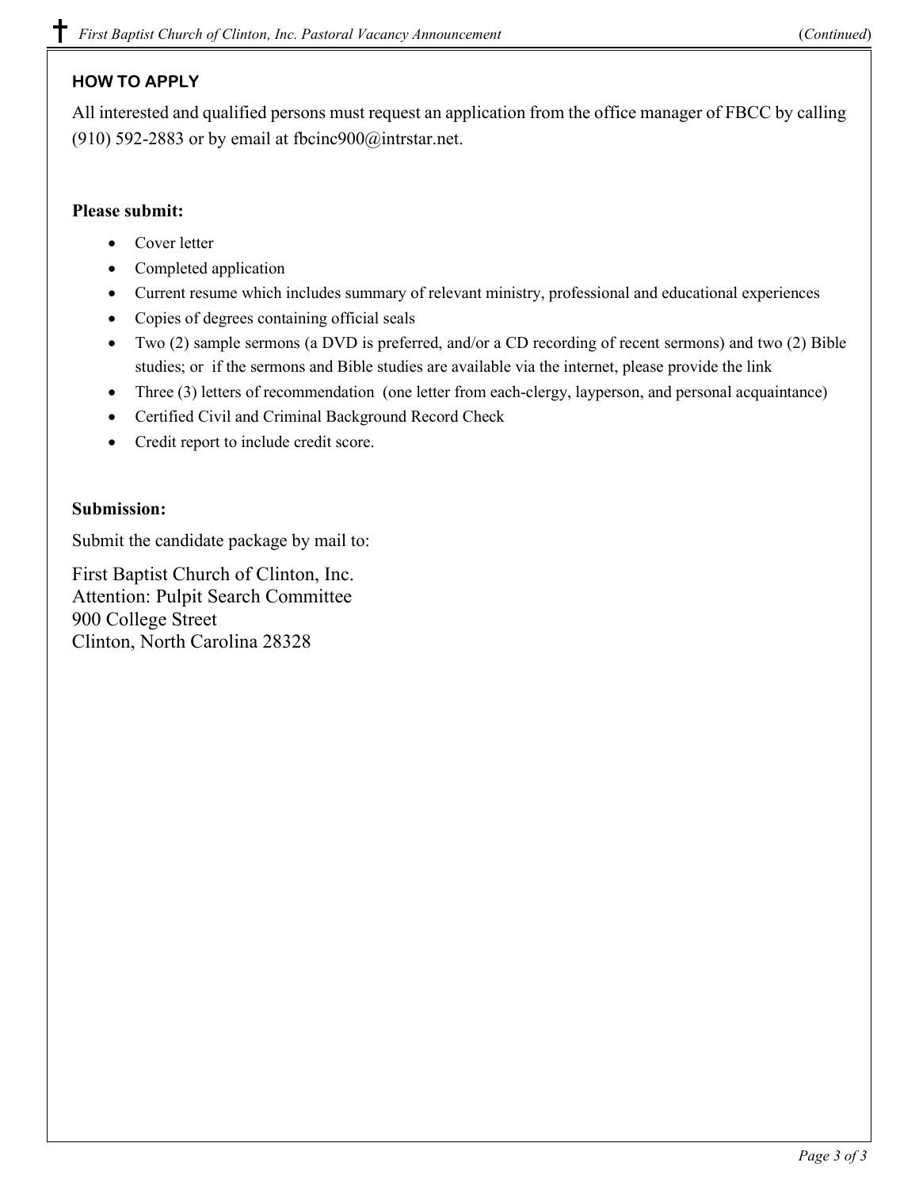## HOW TO APPLY

All interested and qualified persons must request an application from the office manager of FBCC by calling (910) 592-2883 or by email at fbcinc900@intrstar.net.

**Please submit:**

- Cover letter
- Completed application
- Current resume which includes summary of relevant ministry, professional and educational experiences
- Copies of degrees containing official seals
- Two (2) sample sermons (a DVD is preferred, and/or a CD recording of recent sermons) and two (2) Bible studies; or if the sermons and Bible studies are available via the internet, please provide the link
- Three (3) letters of recommendation (one letter from each-clergy, layperson, and personal acquaintance)
- Certified Civil and Criminal Background Record Check
- Credit report to include credit score.

**Submission:**

Submit the candidate package by mail to:

First Baptist Church of Clinton, Inc.
Attention: Pulpit Search Committee
900 College Street
Clinton, North Carolina 28328